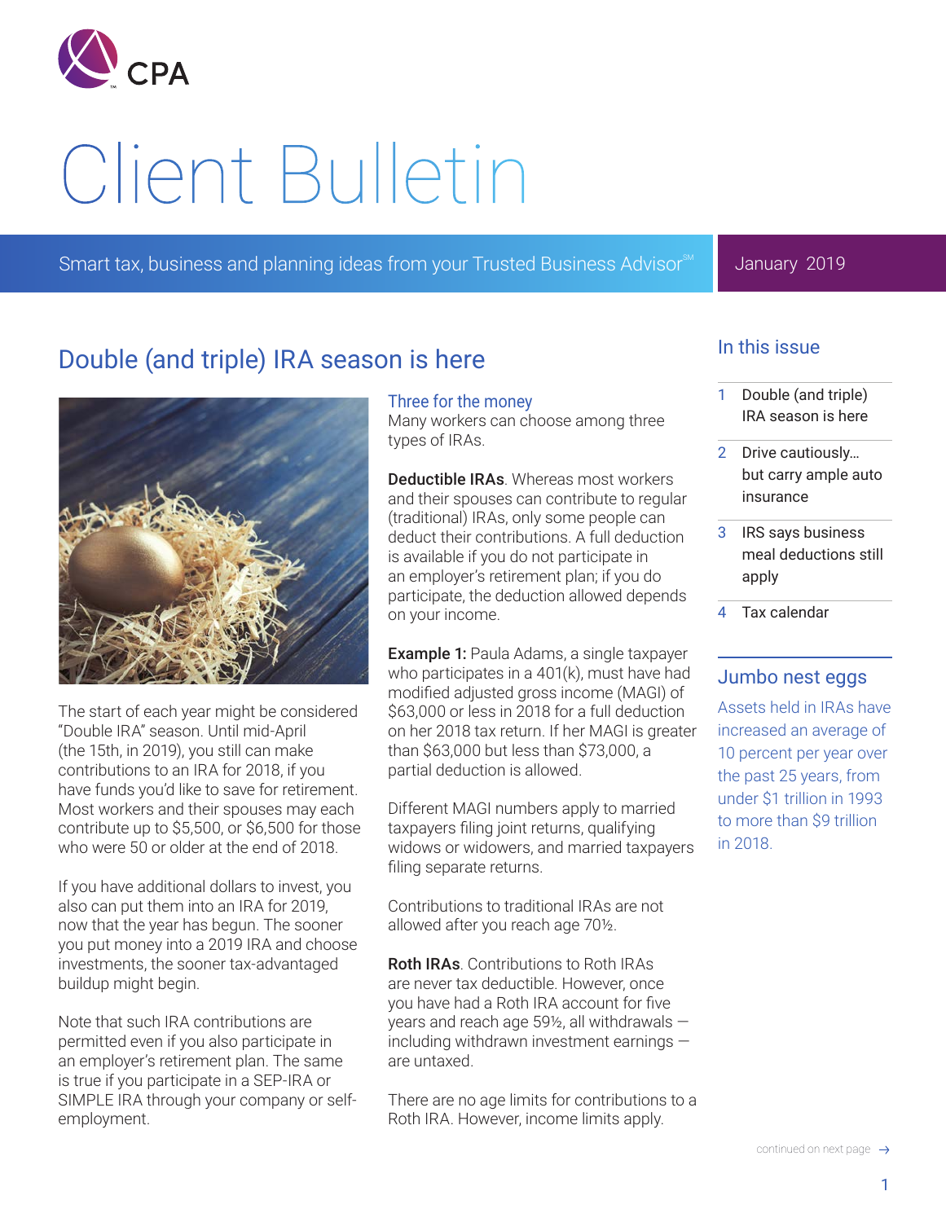# Client Bulletin

Smart tax, business and planning ideas from your Trusted Business Advisor℠

January 2019

## Double (and triple) IRA season is here

The start of each year might be considered "Double IRA" season. Until mid-April (the 15th, in 2019), you still can make contributions to an IRA for 2018, if you have funds you'd like to save for retirement. Most workers and their spouses may each contribute up to $5,500, or $6,500 for those who were 50 or older at the end of 2018.

If you have additional dollars to invest, you also can put them into an IRA for 2019, now that the year has begun. The sooner you put money into a 2019 IRA and choose investments, the sooner tax-advantaged buildup might begin.

Note that such IRA contributions are permitted even if you also participate in an employer's retirement plan. The same is true if you participate in a SEP-IRA or SIMPLE IRA through your company or self-employment.

### Three for the money

Many workers can choose among three types of IRAs.

**Deductible IRAs**. Whereas most workers and their spouses can contribute to regular (traditional) IRAs, only some people can deduct their contributions. A full deduction is available if you do not participate in an employer's retirement plan; if you do participate, the deduction allowed depends on your income.

**Example 1:** Paula Adams, a single taxpayer who participates in a 401(k), must have had modified adjusted gross income (MAGI) of $63,000 or less in 2018 for a full deduction on her 2018 tax return. If her MAGI is greater than $63,000 but less than $73,000, a partial deduction is allowed.

Different MAGI numbers apply to married taxpayers filing joint returns, qualifying widows or widowers, and married taxpayers filing separate returns.

Contributions to traditional IRAs are not allowed after you reach age 70½.

**Roth IRAs**. Contributions to Roth IRAs are never tax deductible. However, once you have had a Roth IRA account for five years and reach age 59½, all withdrawals — including withdrawn investment earnings — are untaxed.

There are no age limits for contributions to a Roth IRA. However, income limits apply.

continued on next page →

### In this issue

1. Double (and triple) IRA season is here
2. Drive cautiously… but carry ample auto insurance
3. IRS says business meal deductions still apply
4. Tax calendar

### Jumbo nest eggs

Assets held in IRAs have increased an average of 10 percent per year over the past 25 years, from under $1 trillion in 1993 to more than $9 trillion in 2018.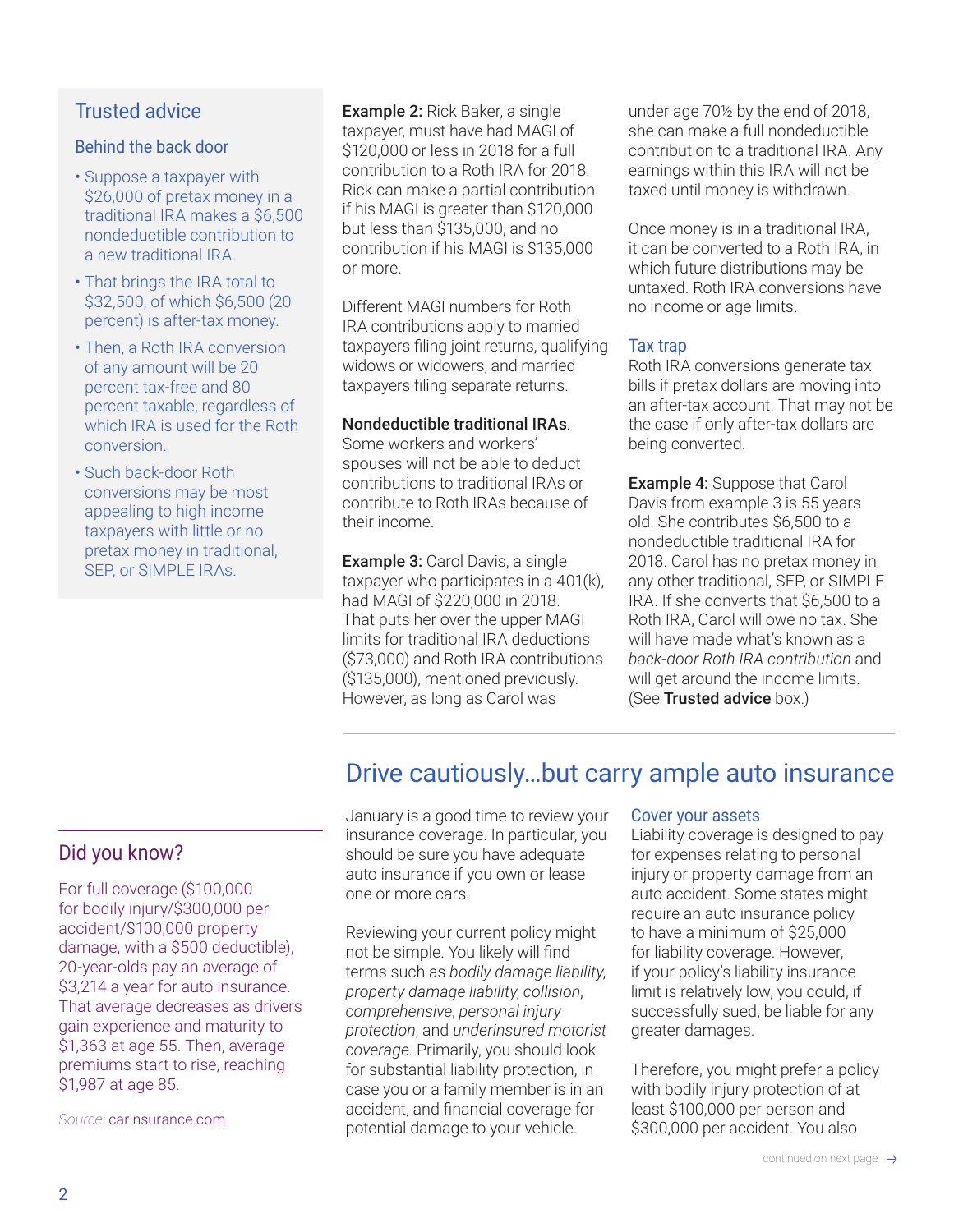## Trusted advice

### Behind the back door

- Suppose a taxpayer with $26,000 of pretax money in a traditional IRA makes a $6,500 nondeductible contribution to a new traditional IRA.
- That brings the IRA total to $32,500, of which $6,500 (20 percent) is after-tax money.
- Then, a Roth IRA conversion of any amount will be 20 percent tax-free and 80 percent taxable, regardless of which IRA is used for the Roth conversion.
- Such back-door Roth conversions may be most appealing to high income taxpayers with little or no pretax money in traditional, SEP, or SIMPLE IRAs.

**Example 2:** Rick Baker, a single taxpayer, must have had MAGI of $120,000 or less in 2018 for a full contribution to a Roth IRA for 2018. Rick can make a partial contribution if his MAGI is greater than $120,000 but less than $135,000, and no contribution if his MAGI is $135,000 or more.

Different MAGI numbers for Roth IRA contributions apply to married taxpayers filing joint returns, qualifying widows or widowers, and married taxpayers filing separate returns.

**Nondeductible traditional IRAs**. Some workers and workers' spouses will not be able to deduct contributions to traditional IRAs or contribute to Roth IRAs because of their income.

**Example 3:** Carol Davis, a single taxpayer who participates in a 401(k), had MAGI of $220,000 in 2018. That puts her over the upper MAGI limits for traditional IRA deductions ($73,000) and Roth IRA contributions ($135,000), mentioned previously. However, as long as Carol was under age 70½ by the end of 2018, she can make a full nondeductible contribution to a traditional IRA. Any earnings within this IRA will not be taxed until money is withdrawn.

Once money is in a traditional IRA, it can be converted to a Roth IRA, in which future distributions may be untaxed. Roth IRA conversions have no income or age limits.

### Tax trap

Roth IRA conversions generate tax bills if pretax dollars are moving into an after-tax account. That may not be the case if only after-tax dollars are being converted.

**Example 4:** Suppose that Carol Davis from example 3 is 55 years old. She contributes $6,500 to a nondeductible traditional IRA for 2018. Carol has no pretax money in any other traditional, SEP, or SIMPLE IRA. If she converts that $6,500 to a Roth IRA, Carol will owe no tax. She will have made what's known as a *back-door Roth IRA contribution* and will get around the income limits. (See **Trusted advice** box.)

## Drive cautiously…but carry ample auto insurance

January is a good time to review your insurance coverage. In particular, you should be sure you have adequate auto insurance if you own or lease one or more cars.

Reviewing your current policy might not be simple. You likely will find terms such as *bodily damage liability*, *property damage liability*, *collision*, *comprehensive*, *personal injury protection*, and *underinsured motorist coverage*. Primarily, you should look for substantial liability protection, in case you or a family member is in an accident, and financial coverage for potential damage to your vehicle.

### Cover your assets

Liability coverage is designed to pay for expenses relating to personal injury or property damage from an auto accident. Some states might require an auto insurance policy to have a minimum of $25,000 for liability coverage. However, if your policy's liability insurance limit is relatively low, you could, if successfully sued, be liable for any greater damages.

Therefore, you might prefer a policy with bodily injury protection of at least $100,000 per person and $300,000 per accident. You also

continued on next page →

## Did you know?

For full coverage ($100,000 for bodily injury/$300,000 per accident/$100,000 property damage, with a $500 deductible), 20-year-olds pay an average of $3,214 a year for auto insurance. That average decreases as drivers gain experience and maturity to $1,363 at age 55. Then, average premiums start to rise, reaching $1,987 at age 85.

*Source:* carinsurance.com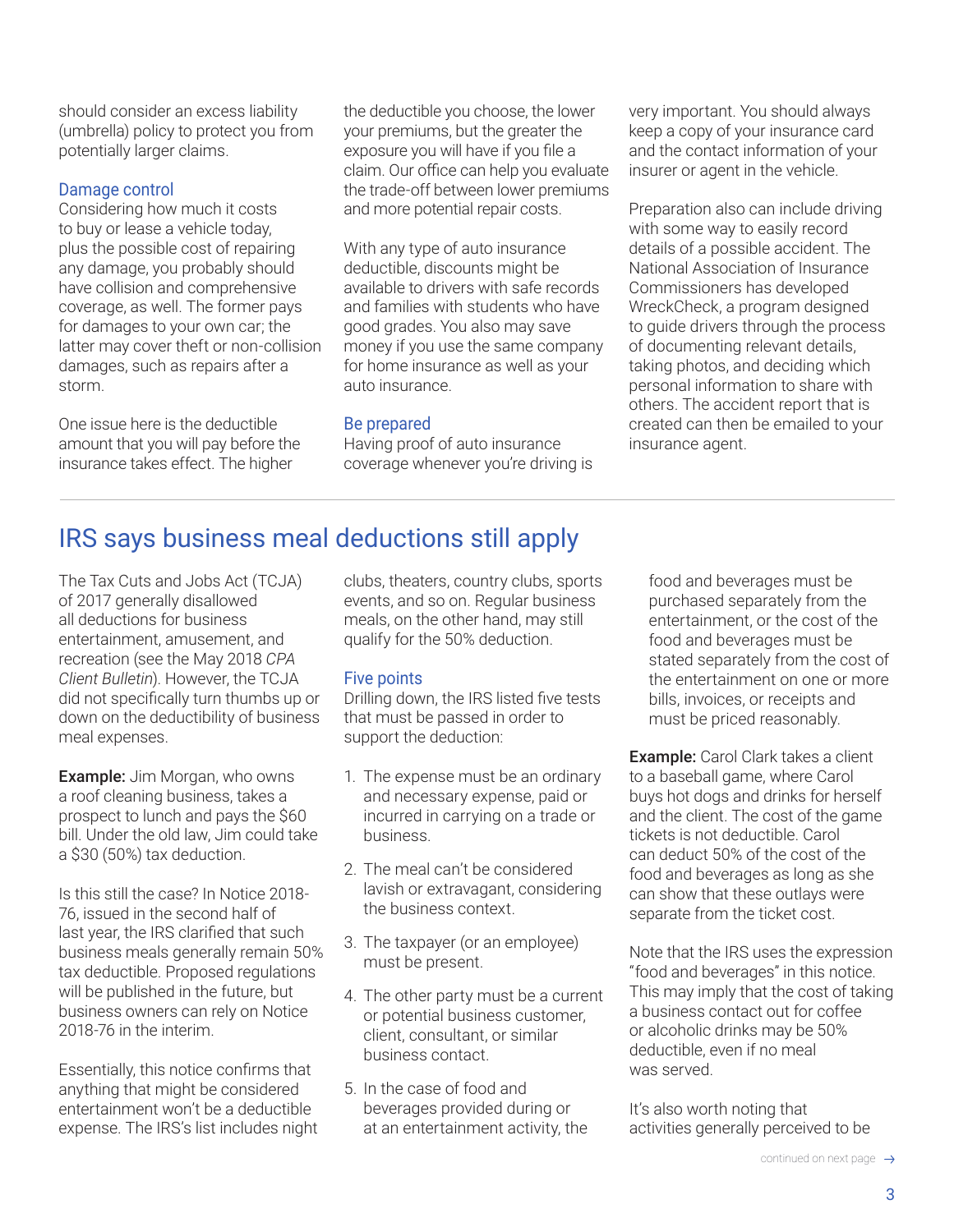should consider an excess liability (umbrella) policy to protect you from potentially larger claims.

### Damage control

Considering how much it costs to buy or lease a vehicle today, plus the possible cost of repairing any damage, you probably should have collision and comprehensive coverage, as well. The former pays for damages to your own car; the latter may cover theft or non-collision damages, such as repairs after a storm.

One issue here is the deductible amount that you will pay before the insurance takes effect. The higher the deductible you choose, the lower your premiums, but the greater the exposure you will have if you file a claim. Our office can help you evaluate the trade-off between lower premiums and more potential repair costs.

With any type of auto insurance deductible, discounts might be available to drivers with safe records and families with students who have good grades. You also may save money if you use the same company for home insurance as well as your auto insurance.

### Be prepared

Having proof of auto insurance coverage whenever you're driving is very important. You should always keep a copy of your insurance card and the contact information of your insurer or agent in the vehicle.

Preparation also can include driving with some way to easily record details of a possible accident. The National Association of Insurance Commissioners has developed WreckCheck, a program designed to guide drivers through the process of documenting relevant details, taking photos, and deciding which personal information to share with others. The accident report that is created can then be emailed to your insurance agent.

## IRS says business meal deductions still apply

The Tax Cuts and Jobs Act (TCJA) of 2017 generally disallowed all deductions for business entertainment, amusement, and recreation (see the May 2018 *CPA Client Bulletin*). However, the TCJA did not specifically turn thumbs up or down on the deductibility of business meal expenses.

**Example:** Jim Morgan, who owns a roof cleaning business, takes a prospect to lunch and pays the $60 bill. Under the old law, Jim could take a $30 (50%) tax deduction.

Is this still the case? In Notice 2018-76, issued in the second half of last year, the IRS clarified that such business meals generally remain 50% tax deductible. Proposed regulations will be published in the future, but business owners can rely on Notice 2018-76 in the interim.

Essentially, this notice confirms that anything that might be considered entertainment won't be a deductible expense. The IRS's list includes night clubs, theaters, country clubs, sports events, and so on. Regular business meals, on the other hand, may still qualify for the 50% deduction.

### Five points

Drilling down, the IRS listed five tests that must be passed in order to support the deduction:

1. The expense must be an ordinary and necessary expense, paid or incurred in carrying on a trade or business.
2. The meal can't be considered lavish or extravagant, considering the business context.
3. The taxpayer (or an employee) must be present.
4. The other party must be a current or potential business customer, client, consultant, or similar business contact.
5. In the case of food and beverages provided during or at an entertainment activity, the food and beverages must be purchased separately from the entertainment, or the cost of the food and beverages must be stated separately from the cost of the entertainment on one or more bills, invoices, or receipts and must be priced reasonably.

**Example:** Carol Clark takes a client to a baseball game, where Carol buys hot dogs and drinks for herself and the client. The cost of the game tickets is not deductible. Carol can deduct 50% of the cost of the food and beverages as long as she can show that these outlays were separate from the ticket cost.

Note that the IRS uses the expression "food and beverages" in this notice. This may imply that the cost of taking a business contact out for coffee or alcoholic drinks may be 50% deductible, even if no meal was served.

It's also worth noting that activities generally perceived to be

continued on next page →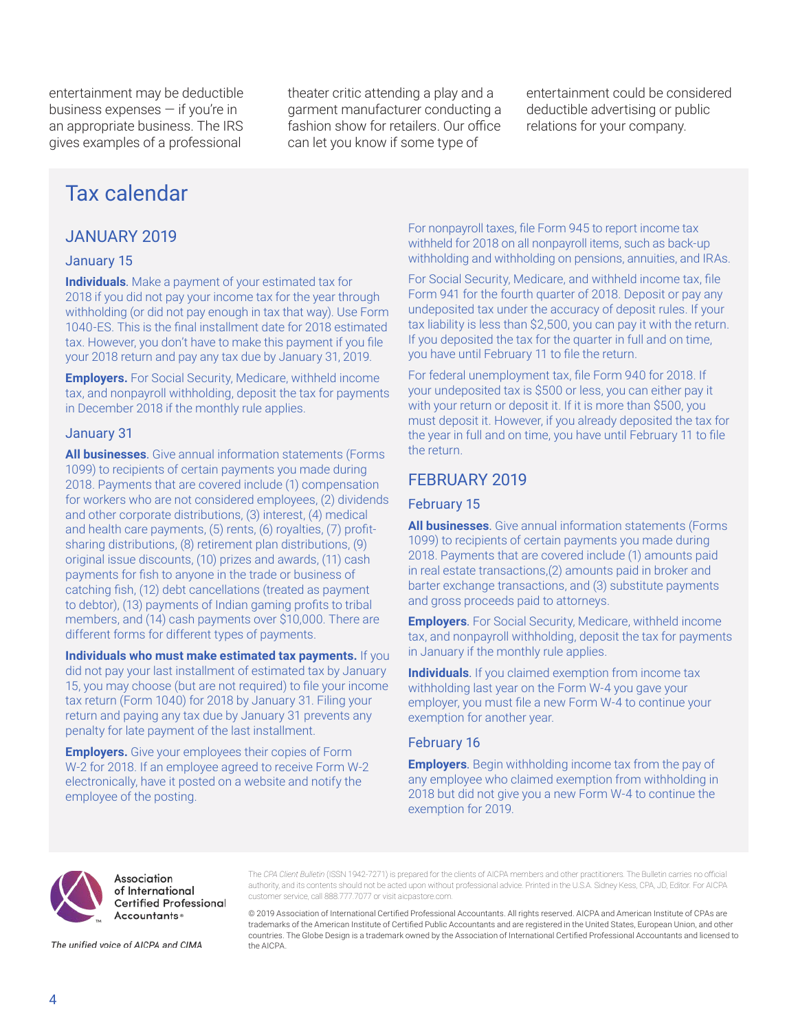entertainment may be deductible business expenses — if you're in an appropriate business. The IRS gives examples of a professional theater critic attending a play and a garment manufacturer conducting a fashion show for retailers. Our office can let you know if some type of entertainment could be considered deductible advertising or public relations for your company.

## Tax calendar

### JANUARY 2019

#### January 15

**Individuals.** Make a payment of your estimated tax for 2018 if you did not pay your income tax for the year through withholding (or did not pay enough in tax that way). Use Form 1040-ES. This is the final installment date for 2018 estimated tax. However, you don't have to make this payment if you file your 2018 return and pay any tax due by January 31, 2019.

**Employers.** For Social Security, Medicare, withheld income tax, and nonpayroll withholding, deposit the tax for payments in December 2018 if the monthly rule applies.

#### January 31

**All businesses.** Give annual information statements (Forms 1099) to recipients of certain payments you made during 2018. Payments that are covered include (1) compensation for workers who are not considered employees, (2) dividends and other corporate distributions, (3) interest, (4) medical and health care payments, (5) rents, (6) royalties, (7) profit-sharing distributions, (8) retirement plan distributions, (9) original issue discounts, (10) prizes and awards, (11) cash payments for fish to anyone in the trade or business of catching fish, (12) debt cancellations (treated as payment to debtor), (13) payments of Indian gaming profits to tribal members, and (14) cash payments over $10,000. There are different forms for different types of payments.

**Individuals who must make estimated tax payments.** If you did not pay your last installment of estimated tax by January 15, you may choose (but are not required) to file your income tax return (Form 1040) for 2018 by January 31. Filing your return and paying any tax due by January 31 prevents any penalty for late payment of the last installment.

**Employers.** Give your employees their copies of Form W-2 for 2018. If an employee agreed to receive Form W-2 electronically, have it posted on a website and notify the employee of the posting.

For nonpayroll taxes, file Form 945 to report income tax withheld for 2018 on all nonpayroll items, such as back-up withholding and withholding on pensions, annuities, and IRAs.

For Social Security, Medicare, and withheld income tax, file Form 941 for the fourth quarter of 2018. Deposit or pay any undeposited tax under the accuracy of deposit rules. If your tax liability is less than $2,500, you can pay it with the return. If you deposited the tax for the quarter in full and on time, you have until February 11 to file the return.

For federal unemployment tax, file Form 940 for 2018. If your undeposited tax is $500 or less, you can either pay it with your return or deposit it. If it is more than $500, you must deposit it. However, if you already deposited the tax for the year in full and on time, you have until February 11 to file the return.

### FEBRUARY 2019

#### February 15

**All businesses.** Give annual information statements (Forms 1099) to recipients of certain payments you made during 2018. Payments that are covered include (1) amounts paid in real estate transactions,(2) amounts paid in broker and barter exchange transactions, and (3) substitute payments and gross proceeds paid to attorneys.

**Employers.** For Social Security, Medicare, withheld income tax, and nonpayroll withholding, deposit the tax for payments in January if the monthly rule applies.

**Individuals.** If you claimed exemption from income tax withholding last year on the Form W-4 you gave your employer, you must file a new Form W-4 to continue your exemption for another year.

#### February 16

**Employers.** Begin withholding income tax from the pay of any employee who claimed exemption from withholding in 2018 but did not give you a new Form W-4 to continue the exemption for 2019.

Association of International Certified Professional Accountants®

*The unified voice of AICPA and CIMA*

The *CPA Client Bulletin* (ISSN 1942-7271) is prepared for the clients of AICPA members and other practitioners. The Bulletin carries no official authority, and its contents should not be acted upon without professional advice. Printed in the U.S.A. Sidney Kess, CPA, JD, Editor. For AICPA customer service, call 888.777.7077 or visit aicpastore.com.

© 2019 Association of International Certified Professional Accountants. All rights reserved. AICPA and American Institute of CPAs are trademarks of the American Institute of Certified Public Accountants and are registered in the United States, European Union, and other countries. The Globe Design is a trademark owned by the Association of International Certified Professional Accountants and licensed to the AICPA.